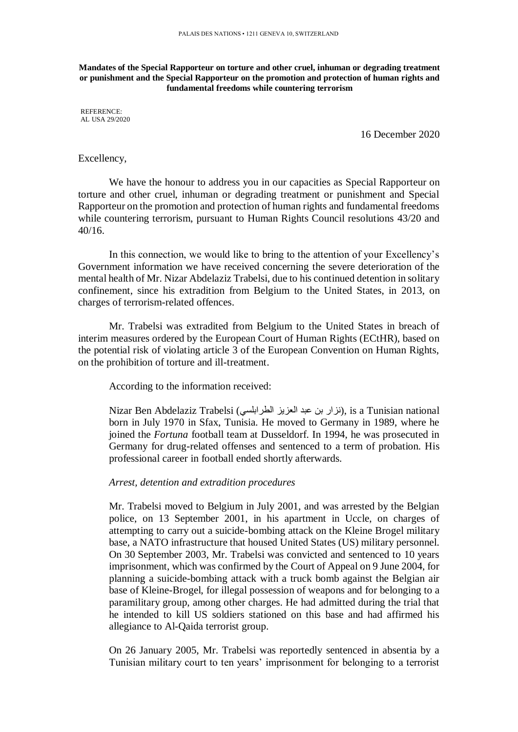PALAIS DES NATIONS • 1211 GENEVA 10, SWITZERLAND

**Mandates of the Special Rapporteur on torture and other cruel, inhuman or degrading treatment or punishment and the Special Rapporteur on the promotion and protection of human rights and fundamental freedoms while countering terrorism**

REFERENCE:
AL USA 29/2020

16 December 2020

Excellency,

We have the honour to address you in our capacities as Special Rapporteur on torture and other cruel, inhuman or degrading treatment or punishment and Special Rapporteur on the promotion and protection of human rights and fundamental freedoms while countering terrorism, pursuant to Human Rights Council resolutions 43/20 and 40/16.

In this connection, we would like to bring to the attention of your Excellency's Government information we have received concerning the severe deterioration of the mental health of Mr. Nizar Abdelaziz Trabelsi, due to his continued detention in solitary confinement, since his extradition from Belgium to the United States, in 2013, on charges of terrorism-related offences.

Mr. Trabelsi was extradited from Belgium to the United States in breach of interim measures ordered by the European Court of Human Rights (ECtHR), based on the potential risk of violating article 3 of the European Convention on Human Rights, on the prohibition of torture and ill-treatment.

According to the information received:

Nizar Ben Abdelaziz Trabelsi (نزار بن عبد العزيز الطرابلسي), is a Tunisian national born in July 1970 in Sfax, Tunisia. He moved to Germany in 1989, where he joined the *Fortuna* football team at Dusseldorf. In 1994, he was prosecuted in Germany for drug-related offenses and sentenced to a term of probation. His professional career in football ended shortly afterwards.

*Arrest, detention and extradition procedures*

Mr. Trabelsi moved to Belgium in July 2001, and was arrested by the Belgian police, on 13 September 2001, in his apartment in Uccle, on charges of attempting to carry out a suicide-bombing attack on the Kleine Brogel military base, a NATO infrastructure that housed United States (US) military personnel. On 30 September 2003, Mr. Trabelsi was convicted and sentenced to 10 years imprisonment, which was confirmed by the Court of Appeal on 9 June 2004, for planning a suicide-bombing attack with a truck bomb against the Belgian air base of Kleine-Brogel, for illegal possession of weapons and for belonging to a paramilitary group, among other charges. He had admitted during the trial that he intended to kill US soldiers stationed on this base and had affirmed his allegiance to Al-Qaida terrorist group.

On 26 January 2005, Mr. Trabelsi was reportedly sentenced in absentia by a Tunisian military court to ten years' imprisonment for belonging to a terrorist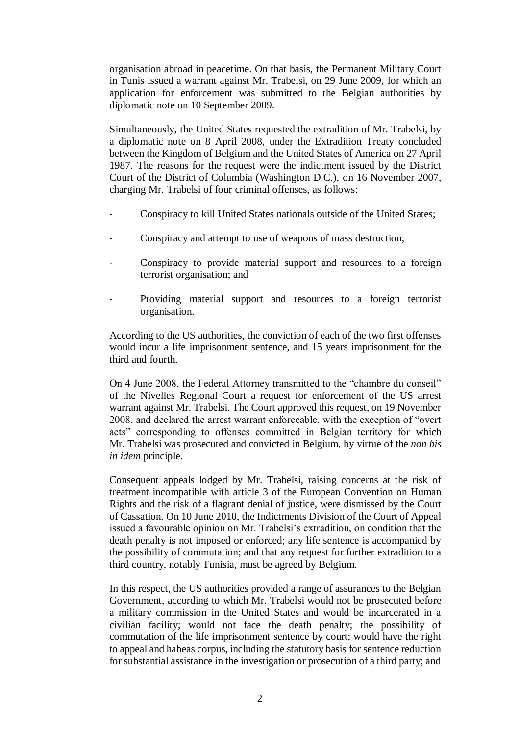organisation abroad in peacetime. On that basis, the Permanent Military Court in Tunis issued a warrant against Mr. Trabelsi, on 29 June 2009, for which an application for enforcement was submitted to the Belgian authorities by diplomatic note on 10 September 2009.

Simultaneously, the United States requested the extradition of Mr. Trabelsi, by a diplomatic note on 8 April 2008, under the Extradition Treaty concluded between the Kingdom of Belgium and the United States of America on 27 April 1987. The reasons for the request were the indictment issued by the District Court of the District of Columbia (Washington D.C.), on 16 November 2007, charging Mr. Trabelsi of four criminal offenses, as follows:

- Conspiracy to kill United States nationals outside of the United States;
- Conspiracy and attempt to use of weapons of mass destruction;
- Conspiracy to provide material support and resources to a foreign terrorist organisation; and
- Providing material support and resources to a foreign terrorist organisation.

According to the US authorities, the conviction of each of the two first offenses would incur a life imprisonment sentence, and 15 years imprisonment for the third and fourth.

On 4 June 2008, the Federal Attorney transmitted to the "chambre du conseil" of the Nivelles Regional Court a request for enforcement of the US arrest warrant against Mr. Trabelsi. The Court approved this request, on 19 November 2008, and declared the arrest warrant enforceable, with the exception of "overt acts" corresponding to offenses committed in Belgian territory for which Mr. Trabelsi was prosecuted and convicted in Belgium, by virtue of the *non bis in idem* principle.

Consequent appeals lodged by Mr. Trabelsi, raising concerns at the risk of treatment incompatible with article 3 of the European Convention on Human Rights and the risk of a flagrant denial of justice, were dismissed by the Court of Cassation. On 10 June 2010, the Indictments Division of the Court of Appeal issued a favourable opinion on Mr. Trabelsi's extradition, on condition that the death penalty is not imposed or enforced; any life sentence is accompanied by the possibility of commutation; and that any request for further extradition to a third country, notably Tunisia, must be agreed by Belgium.

In this respect, the US authorities provided a range of assurances to the Belgian Government, according to which Mr. Trabelsi would not be prosecuted before a military commission in the United States and would be incarcerated in a civilian facility; would not face the death penalty; the possibility of commutation of the life imprisonment sentence by court; would have the right to appeal and habeas corpus, including the statutory basis for sentence reduction for substantial assistance in the investigation or prosecution of a third party; and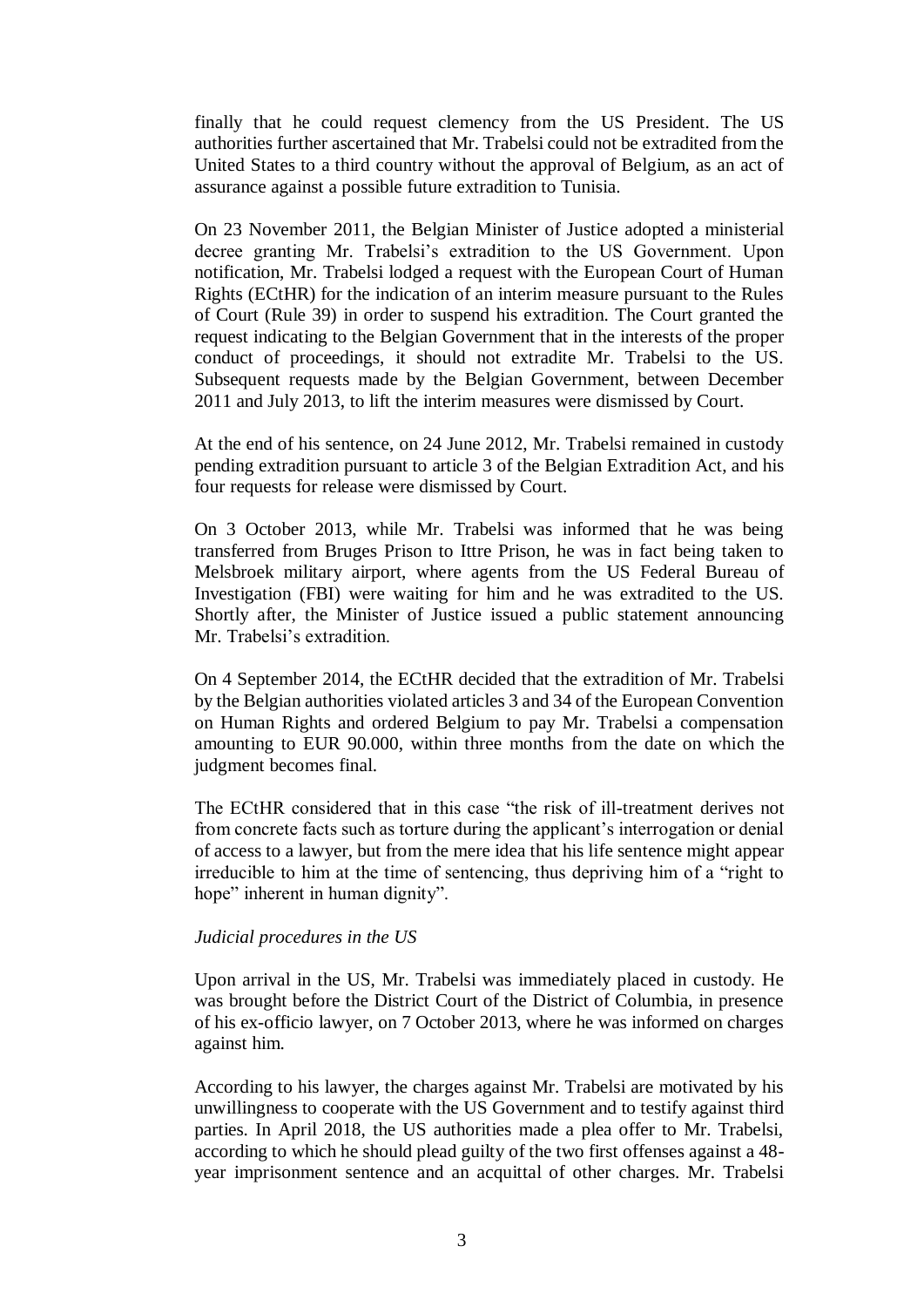finally that he could request clemency from the US President. The US authorities further ascertained that Mr. Trabelsi could not be extradited from the United States to a third country without the approval of Belgium, as an act of assurance against a possible future extradition to Tunisia.

On 23 November 2011, the Belgian Minister of Justice adopted a ministerial decree granting Mr. Trabelsi's extradition to the US Government. Upon notification, Mr. Trabelsi lodged a request with the European Court of Human Rights (ECtHR) for the indication of an interim measure pursuant to the Rules of Court (Rule 39) in order to suspend his extradition. The Court granted the request indicating to the Belgian Government that in the interests of the proper conduct of proceedings, it should not extradite Mr. Trabelsi to the US. Subsequent requests made by the Belgian Government, between December 2011 and July 2013, to lift the interim measures were dismissed by Court.

At the end of his sentence, on 24 June 2012, Mr. Trabelsi remained in custody pending extradition pursuant to article 3 of the Belgian Extradition Act, and his four requests for release were dismissed by Court.

On 3 October 2013, while Mr. Trabelsi was informed that he was being transferred from Bruges Prison to Ittre Prison, he was in fact being taken to Melsbroek military airport, where agents from the US Federal Bureau of Investigation (FBI) were waiting for him and he was extradited to the US. Shortly after, the Minister of Justice issued a public statement announcing Mr. Trabelsi's extradition.

On 4 September 2014, the ECtHR decided that the extradition of Mr. Trabelsi by the Belgian authorities violated articles 3 and 34 of the European Convention on Human Rights and ordered Belgium to pay Mr. Trabelsi a compensation amounting to EUR 90.000, within three months from the date on which the judgment becomes final.

The ECtHR considered that in this case "the risk of ill-treatment derives not from concrete facts such as torture during the applicant's interrogation or denial of access to a lawyer, but from the mere idea that his life sentence might appear irreducible to him at the time of sentencing, thus depriving him of a "right to hope" inherent in human dignity".

*Judicial procedures in the US*

Upon arrival in the US, Mr. Trabelsi was immediately placed in custody. He was brought before the District Court of the District of Columbia, in presence of his ex-officio lawyer, on 7 October 2013, where he was informed on charges against him.

According to his lawyer, the charges against Mr. Trabelsi are motivated by his unwillingness to cooperate with the US Government and to testify against third parties. In April 2018, the US authorities made a plea offer to Mr. Trabelsi, according to which he should plead guilty of the two first offenses against a 48-year imprisonment sentence and an acquittal of other charges. Mr. Trabelsi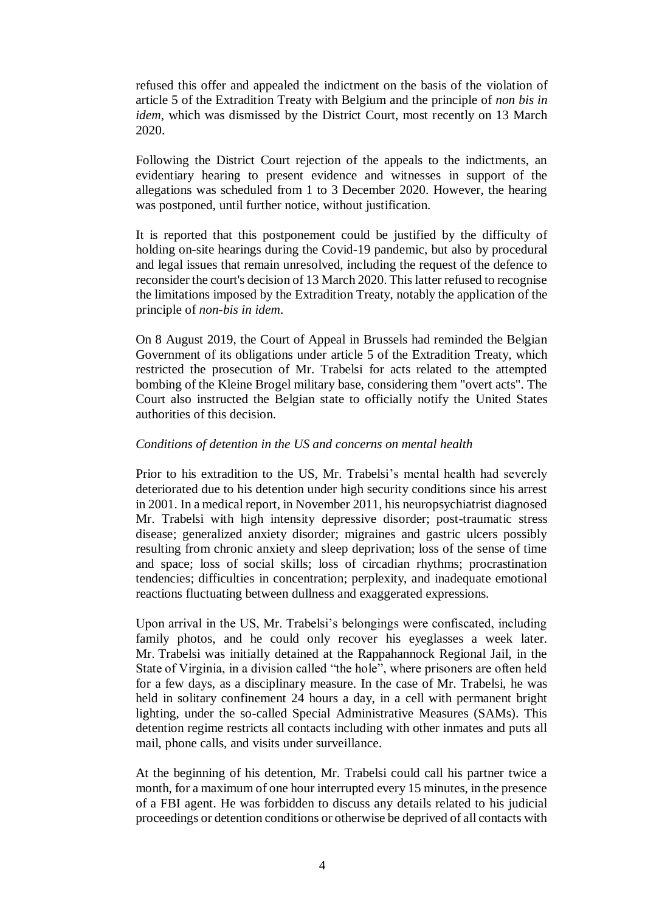refused this offer and appealed the indictment on the basis of the violation of article 5 of the Extradition Treaty with Belgium and the principle of *non bis in idem*, which was dismissed by the District Court, most recently on 13 March 2020.

Following the District Court rejection of the appeals to the indictments, an evidentiary hearing to present evidence and witnesses in support of the allegations was scheduled from 1 to 3 December 2020. However, the hearing was postponed, until further notice, without justification.

It is reported that this postponement could be justified by the difficulty of holding on-site hearings during the Covid-19 pandemic, but also by procedural and legal issues that remain unresolved, including the request of the defence to reconsider the court's decision of 13 March 2020. This latter refused to recognise the limitations imposed by the Extradition Treaty, notably the application of the principle of *non-bis in idem*.

On 8 August 2019, the Court of Appeal in Brussels had reminded the Belgian Government of its obligations under article 5 of the Extradition Treaty, which restricted the prosecution of Mr. Trabelsi for acts related to the attempted bombing of the Kleine Brogel military base, considering them "overt acts". The Court also instructed the Belgian state to officially notify the United States authorities of this decision.

*Conditions of detention in the US and concerns on mental health*

Prior to his extradition to the US, Mr. Trabelsi's mental health had severely deteriorated due to his detention under high security conditions since his arrest in 2001. In a medical report, in November 2011, his neuropsychiatrist diagnosed Mr. Trabelsi with high intensity depressive disorder; post-traumatic stress disease; generalized anxiety disorder; migraines and gastric ulcers possibly resulting from chronic anxiety and sleep deprivation; loss of the sense of time and space; loss of social skills; loss of circadian rhythms; procrastination tendencies; difficulties in concentration; perplexity, and inadequate emotional reactions fluctuating between dullness and exaggerated expressions.

Upon arrival in the US, Mr. Trabelsi's belongings were confiscated, including family photos, and he could only recover his eyeglasses a week later. Mr. Trabelsi was initially detained at the Rappahannock Regional Jail, in the State of Virginia, in a division called "the hole", where prisoners are often held for a few days, as a disciplinary measure. In the case of Mr. Trabelsi, he was held in solitary confinement 24 hours a day, in a cell with permanent bright lighting, under the so-called Special Administrative Measures (SAMs). This detention regime restricts all contacts including with other inmates and puts all mail, phone calls, and visits under surveillance.

At the beginning of his detention, Mr. Trabelsi could call his partner twice a month, for a maximum of one hour interrupted every 15 minutes, in the presence of a FBI agent. He was forbidden to discuss any details related to his judicial proceedings or detention conditions or otherwise be deprived of all contacts with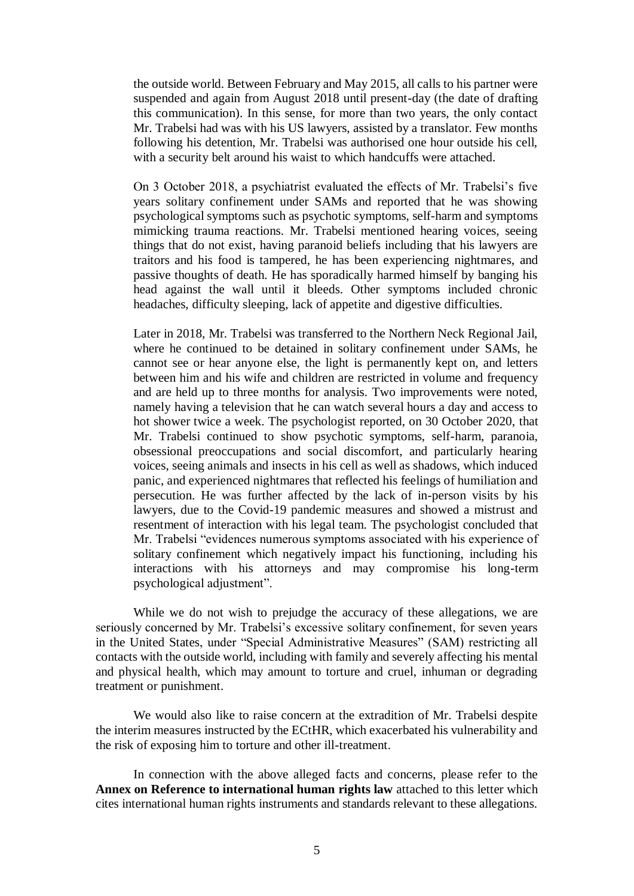the outside world. Between February and May 2015, all calls to his partner were suspended and again from August 2018 until present-day (the date of drafting this communication). In this sense, for more than two years, the only contact Mr. Trabelsi had was with his US lawyers, assisted by a translator. Few months following his detention, Mr. Trabelsi was authorised one hour outside his cell, with a security belt around his waist to which handcuffs were attached.

On 3 October 2018, a psychiatrist evaluated the effects of Mr. Trabelsi's five years solitary confinement under SAMs and reported that he was showing psychological symptoms such as psychotic symptoms, self-harm and symptoms mimicking trauma reactions. Mr. Trabelsi mentioned hearing voices, seeing things that do not exist, having paranoid beliefs including that his lawyers are traitors and his food is tampered, he has been experiencing nightmares, and passive thoughts of death. He has sporadically harmed himself by banging his head against the wall until it bleeds. Other symptoms included chronic headaches, difficulty sleeping, lack of appetite and digestive difficulties.

Later in 2018, Mr. Trabelsi was transferred to the Northern Neck Regional Jail, where he continued to be detained in solitary confinement under SAMs, he cannot see or hear anyone else, the light is permanently kept on, and letters between him and his wife and children are restricted in volume and frequency and are held up to three months for analysis. Two improvements were noted, namely having a television that he can watch several hours a day and access to hot shower twice a week. The psychologist reported, on 30 October 2020, that Mr. Trabelsi continued to show psychotic symptoms, self-harm, paranoia, obsessional preoccupations and social discomfort, and particularly hearing voices, seeing animals and insects in his cell as well as shadows, which induced panic, and experienced nightmares that reflected his feelings of humiliation and persecution. He was further affected by the lack of in-person visits by his lawyers, due to the Covid-19 pandemic measures and showed a mistrust and resentment of interaction with his legal team. The psychologist concluded that Mr. Trabelsi "evidences numerous symptoms associated with his experience of solitary confinement which negatively impact his functioning, including his interactions with his attorneys and may compromise his long-term psychological adjustment".

While we do not wish to prejudge the accuracy of these allegations, we are seriously concerned by Mr. Trabelsi's excessive solitary confinement, for seven years in the United States, under "Special Administrative Measures" (SAM) restricting all contacts with the outside world, including with family and severely affecting his mental and physical health, which may amount to torture and cruel, inhuman or degrading treatment or punishment.

We would also like to raise concern at the extradition of Mr. Trabelsi despite the interim measures instructed by the ECtHR, which exacerbated his vulnerability and the risk of exposing him to torture and other ill-treatment.

In connection with the above alleged facts and concerns, please refer to the **Annex on Reference to international human rights law** attached to this letter which cites international human rights instruments and standards relevant to these allegations.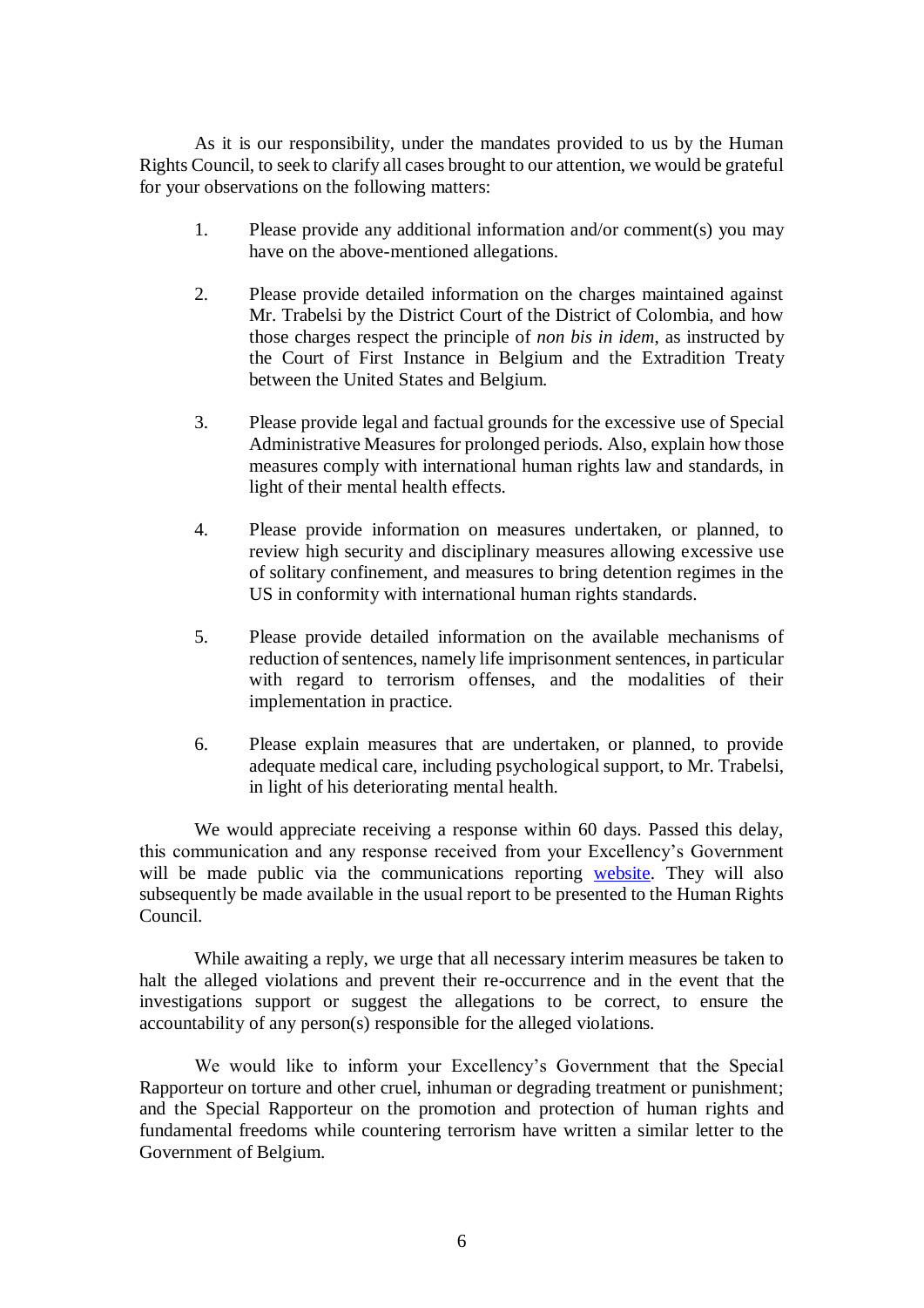As it is our responsibility, under the mandates provided to us by the Human Rights Council, to seek to clarify all cases brought to our attention, we would be grateful for your observations on the following matters:

1. Please provide any additional information and/or comment(s) you may have on the above-mentioned allegations.

2. Please provide detailed information on the charges maintained against Mr. Trabelsi by the District Court of the District of Colombia, and how those charges respect the principle of *non bis in idem*, as instructed by the Court of First Instance in Belgium and the Extradition Treaty between the United States and Belgium.

3. Please provide legal and factual grounds for the excessive use of Special Administrative Measures for prolonged periods. Also, explain how those measures comply with international human rights law and standards, in light of their mental health effects.

4. Please provide information on measures undertaken, or planned, to review high security and disciplinary measures allowing excessive use of solitary confinement, and measures to bring detention regimes in the US in conformity with international human rights standards.

5. Please provide detailed information on the available mechanisms of reduction of sentences, namely life imprisonment sentences, in particular with regard to terrorism offenses, and the modalities of their implementation in practice.

6. Please explain measures that are undertaken, or planned, to provide adequate medical care, including psychological support, to Mr. Trabelsi, in light of his deteriorating mental health.

We would appreciate receiving a response within 60 days. Passed this delay, this communication and any response received from your Excellency's Government will be made public via the communications reporting website. They will also subsequently be made available in the usual report to be presented to the Human Rights Council.

While awaiting a reply, we urge that all necessary interim measures be taken to halt the alleged violations and prevent their re-occurrence and in the event that the investigations support or suggest the allegations to be correct, to ensure the accountability of any person(s) responsible for the alleged violations.

We would like to inform your Excellency's Government that the Special Rapporteur on torture and other cruel, inhuman or degrading treatment or punishment; and the Special Rapporteur on the promotion and protection of human rights and fundamental freedoms while countering terrorism have written a similar letter to the Government of Belgium.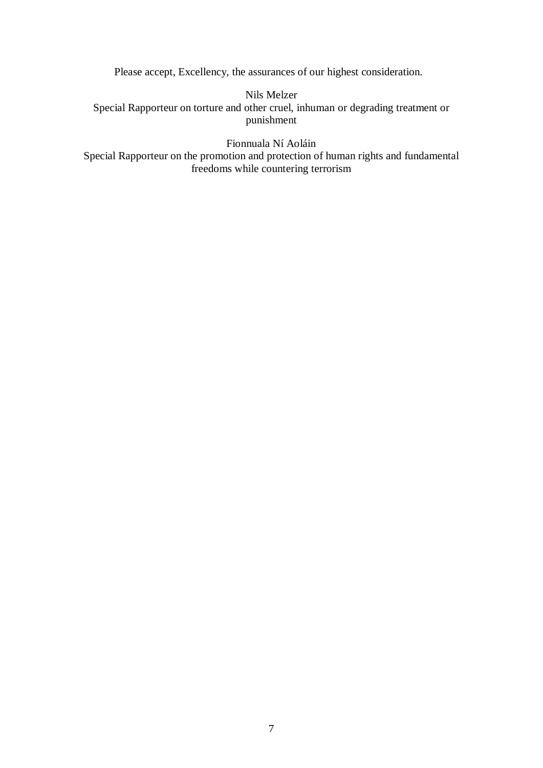Please accept, Excellency, the assurances of our highest consideration.

Nils Melzer
Special Rapporteur on torture and other cruel, inhuman or degrading treatment or punishment

Fionnuala Ní Aoláin
Special Rapporteur on the promotion and protection of human rights and fundamental freedoms while countering terrorism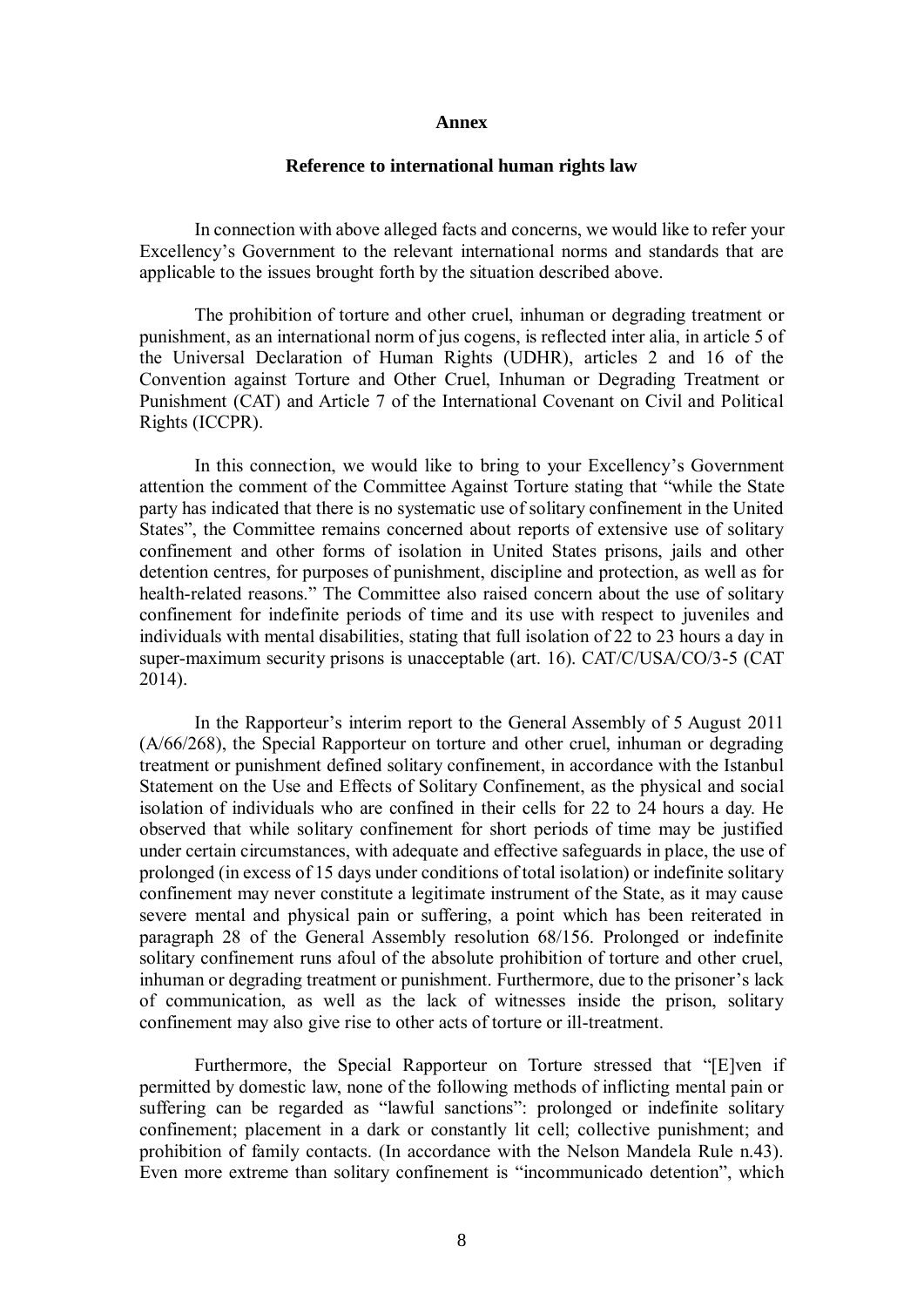**Annex**

**Reference to international human rights law**

In connection with above alleged facts and concerns, we would like to refer your Excellency's Government to the relevant international norms and standards that are applicable to the issues brought forth by the situation described above.

The prohibition of torture and other cruel, inhuman or degrading treatment or punishment, as an international norm of jus cogens, is reflected inter alia, in article 5 of the Universal Declaration of Human Rights (UDHR), articles 2 and 16 of the Convention against Torture and Other Cruel, Inhuman or Degrading Treatment or Punishment (CAT) and Article 7 of the International Covenant on Civil and Political Rights (ICCPR).

In this connection, we would like to bring to your Excellency's Government attention the comment of the Committee Against Torture stating that "while the State party has indicated that there is no systematic use of solitary confinement in the United States", the Committee remains concerned about reports of extensive use of solitary confinement and other forms of isolation in United States prisons, jails and other detention centres, for purposes of punishment, discipline and protection, as well as for health-related reasons." The Committee also raised concern about the use of solitary confinement for indefinite periods of time and its use with respect to juveniles and individuals with mental disabilities, stating that full isolation of 22 to 23 hours a day in super-maximum security prisons is unacceptable (art. 16). CAT/C/USA/CO/3-5 (CAT 2014).

In the Rapporteur's interim report to the General Assembly of 5 August 2011 (A/66/268), the Special Rapporteur on torture and other cruel, inhuman or degrading treatment or punishment defined solitary confinement, in accordance with the Istanbul Statement on the Use and Effects of Solitary Confinement, as the physical and social isolation of individuals who are confined in their cells for 22 to 24 hours a day. He observed that while solitary confinement for short periods of time may be justified under certain circumstances, with adequate and effective safeguards in place, the use of prolonged (in excess of 15 days under conditions of total isolation) or indefinite solitary confinement may never constitute a legitimate instrument of the State, as it may cause severe mental and physical pain or suffering, a point which has been reiterated in paragraph 28 of the General Assembly resolution 68/156. Prolonged or indefinite solitary confinement runs afoul of the absolute prohibition of torture and other cruel, inhuman or degrading treatment or punishment. Furthermore, due to the prisoner's lack of communication, as well as the lack of witnesses inside the prison, solitary confinement may also give rise to other acts of torture or ill-treatment.

Furthermore, the Special Rapporteur on Torture stressed that "[E]ven if permitted by domestic law, none of the following methods of inflicting mental pain or suffering can be regarded as "lawful sanctions": prolonged or indefinite solitary confinement; placement in a dark or constantly lit cell; collective punishment; and prohibition of family contacts. (In accordance with the Nelson Mandela Rule n.43). Even more extreme than solitary confinement is "incommunicado detention", which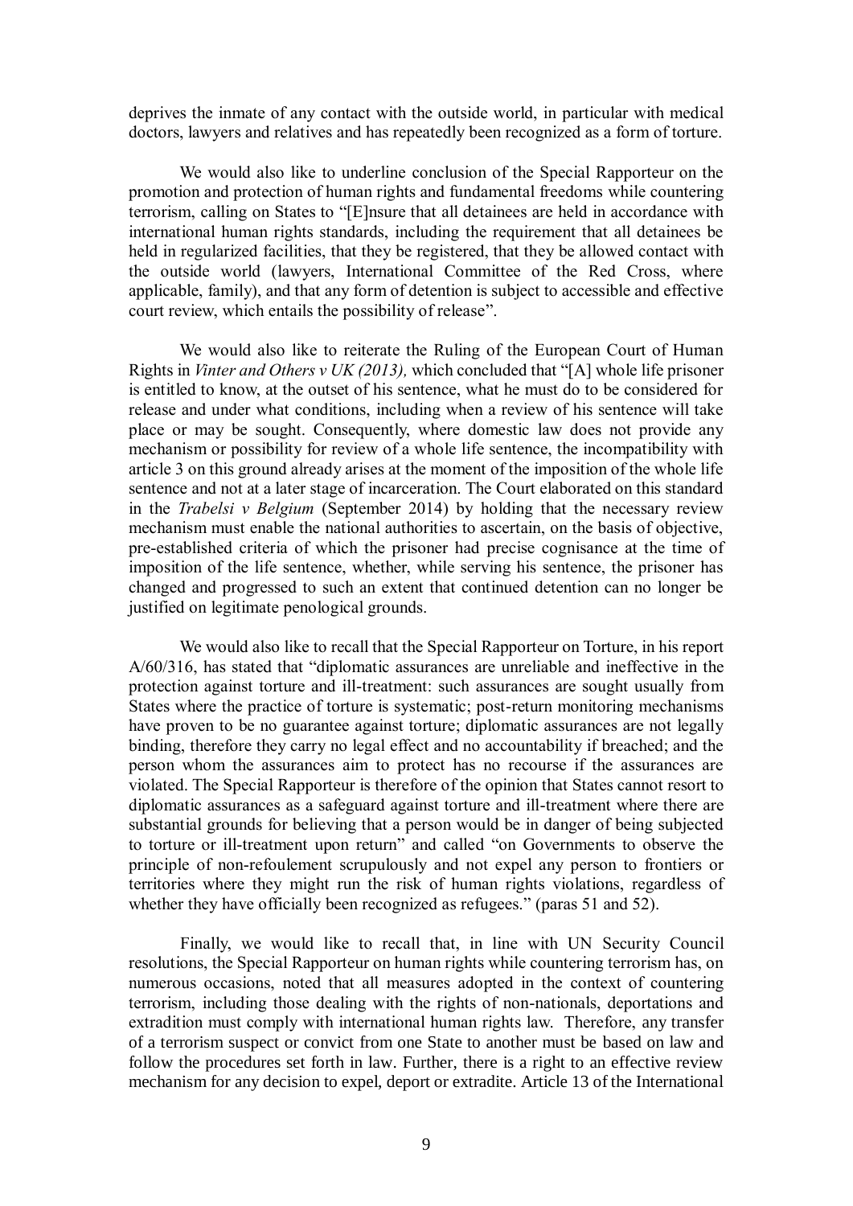deprives the inmate of any contact with the outside world, in particular with medical doctors, lawyers and relatives and has repeatedly been recognized as a form of torture.

We would also like to underline conclusion of the Special Rapporteur on the promotion and protection of human rights and fundamental freedoms while countering terrorism, calling on States to "[E]nsure that all detainees are held in accordance with international human rights standards, including the requirement that all detainees be held in regularized facilities, that they be registered, that they be allowed contact with the outside world (lawyers, International Committee of the Red Cross, where applicable, family), and that any form of detention is subject to accessible and effective court review, which entails the possibility of release".

We would also like to reiterate the Ruling of the European Court of Human Rights in *Vinter and Others v UK (2013),* which concluded that "[A] whole life prisoner is entitled to know, at the outset of his sentence, what he must do to be considered for release and under what conditions, including when a review of his sentence will take place or may be sought. Consequently, where domestic law does not provide any mechanism or possibility for review of a whole life sentence, the incompatibility with article 3 on this ground already arises at the moment of the imposition of the whole life sentence and not at a later stage of incarceration. The Court elaborated on this standard in the *Trabelsi v Belgium* (September 2014) by holding that the necessary review mechanism must enable the national authorities to ascertain, on the basis of objective, pre-established criteria of which the prisoner had precise cognisance at the time of imposition of the life sentence, whether, while serving his sentence, the prisoner has changed and progressed to such an extent that continued detention can no longer be justified on legitimate penological grounds.

We would also like to recall that the Special Rapporteur on Torture, in his report A/60/316, has stated that "diplomatic assurances are unreliable and ineffective in the protection against torture and ill-treatment: such assurances are sought usually from States where the practice of torture is systematic; post-return monitoring mechanisms have proven to be no guarantee against torture; diplomatic assurances are not legally binding, therefore they carry no legal effect and no accountability if breached; and the person whom the assurances aim to protect has no recourse if the assurances are violated. The Special Rapporteur is therefore of the opinion that States cannot resort to diplomatic assurances as a safeguard against torture and ill-treatment where there are substantial grounds for believing that a person would be in danger of being subjected to torture or ill-treatment upon return" and called "on Governments to observe the principle of non-refoulement scrupulously and not expel any person to frontiers or territories where they might run the risk of human rights violations, regardless of whether they have officially been recognized as refugees." (paras 51 and 52).

Finally, we would like to recall that, in line with UN Security Council resolutions, the Special Rapporteur on human rights while countering terrorism has, on numerous occasions, noted that all measures adopted in the context of countering terrorism, including those dealing with the rights of non-nationals, deportations and extradition must comply with international human rights law. Therefore, any transfer of a terrorism suspect or convict from one State to another must be based on law and follow the procedures set forth in law. Further, there is a right to an effective review mechanism for any decision to expel, deport or extradite. Article 13 of the International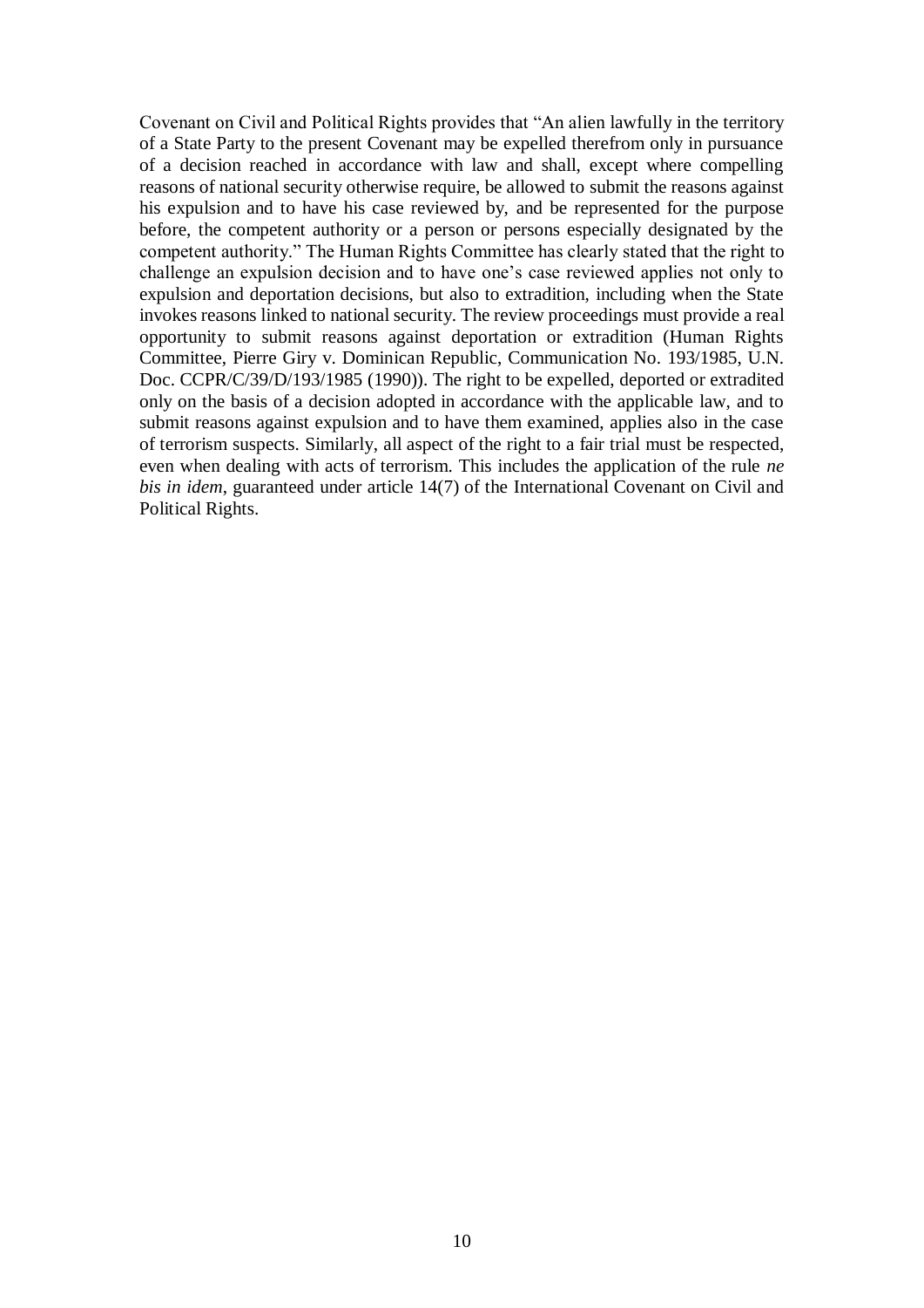Covenant on Civil and Political Rights provides that "An alien lawfully in the territory of a State Party to the present Covenant may be expelled therefrom only in pursuance of a decision reached in accordance with law and shall, except where compelling reasons of national security otherwise require, be allowed to submit the reasons against his expulsion and to have his case reviewed by, and be represented for the purpose before, the competent authority or a person or persons especially designated by the competent authority." The Human Rights Committee has clearly stated that the right to challenge an expulsion decision and to have one's case reviewed applies not only to expulsion and deportation decisions, but also to extradition, including when the State invokes reasons linked to national security. The review proceedings must provide a real opportunity to submit reasons against deportation or extradition (Human Rights Committee, Pierre Giry v. Dominican Republic, Communication No. 193/1985, U.N. Doc. CCPR/C/39/D/193/1985 (1990)). The right to be expelled, deported or extradited only on the basis of a decision adopted in accordance with the applicable law, and to submit reasons against expulsion and to have them examined, applies also in the case of terrorism suspects. Similarly, all aspect of the right to a fair trial must be respected, even when dealing with acts of terrorism. This includes the application of the rule *ne bis in idem*, guaranteed under article 14(7) of the International Covenant on Civil and Political Rights.